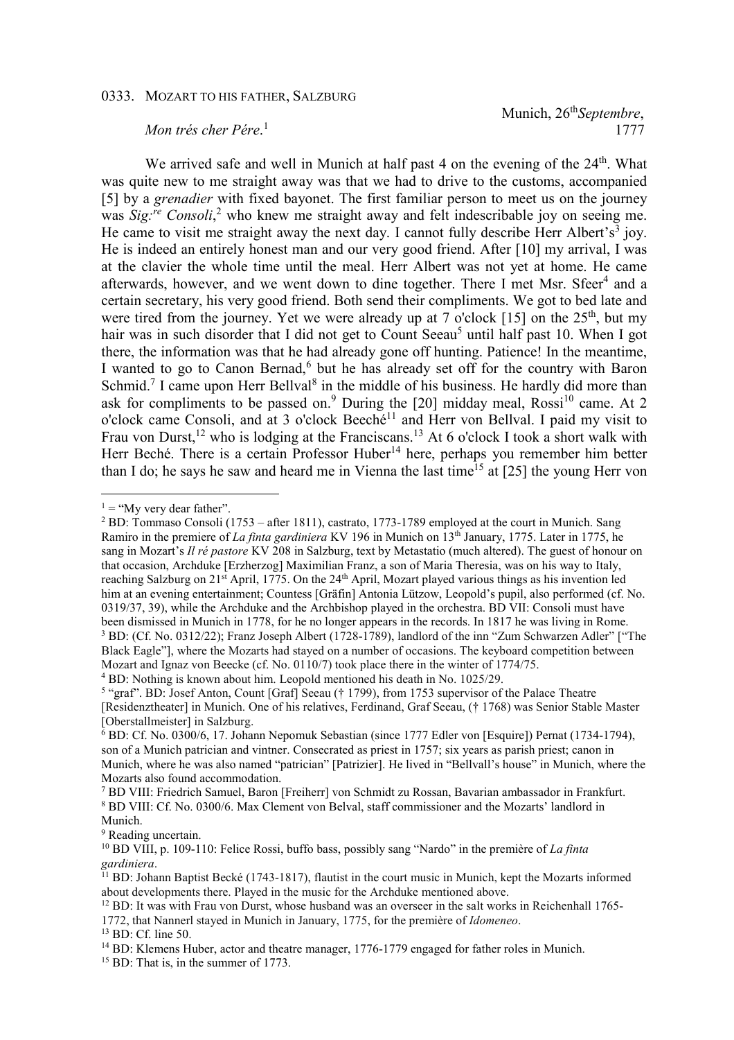0333. MOZART TO HIS FATHER, SALZBURG

Munich, 26[th]*Septembre*, 1777

*Mon trés cher Pére*.[1]

We arrived safe and well in Munich at half past 4 on the evening of the 24[th]. What was quite new to me straight away was that we had to drive to the customs, accompanied [5] by a *grenadier* with fixed bayonet. The first familiar person to meet us on the journey was *Sig:re Consoli*,[2] who knew me straight away and felt indescribable joy on seeing me. He came to visit me straight away the next day. I cannot fully describe Herr Albert's[3] joy. He is indeed an entirely honest man and our very good friend. After [10] my arrival, I was at the clavier the whole time until the meal. Herr Albert was not yet at home. He came afterwards, however, and we went down to dine together. There I met Msr. Sfeer[4] and a certain secretary, his very good friend. Both send their compliments. We got to bed late and were tired from the journey. Yet we were already up at 7 o'clock [15] on the 25[th], but my hair was in such disorder that I did not get to Count Seeau[5] until half past 10. When I got there, the information was that he had already gone off hunting. Patience! In the meantime, I wanted to go to Canon Bernad,[6] but he has already set off for the country with Baron Schmid.[7] I came upon Herr Bellval[8] in the middle of his business. He hardly did more than ask for compliments to be passed on.[9] During the [20] midday meal, Rossi[10] came. At 2 o'clock came Consoli, and at 3 o'clock Beeché[11] and Herr von Bellval. I paid my visit to Frau von Durst,[12] who is lodging at the Franciscans.[13] At 6 o'clock I took a short walk with Herr Beché. There is a certain Professor Huber[14] here, perhaps you remember him better than I do; he says he saw and heard me in Vienna the last time[15] at [25] the young Herr von

---

[1] = "My very dear father".

[2] BD: Tommaso Consoli (1753 – after 1811), castrato, 1773-1789 employed at the court in Munich. Sang Ramiro in the premiere of *La finta gardiniera* KV 196 in Munich on 13[th] January, 1775. Later in 1775, he sang in Mozart's *Il ré pastore* KV 208 in Salzburg, text by Metastatio (much altered). The guest of honour on that occasion, Archduke [Erzherzog] Maximilian Franz, a son of Maria Theresia, was on his way to Italy, reaching Salzburg on 21[st] April, 1775. On the 24[th] April, Mozart played various things as his invention led him at an evening entertainment; Countess [Gräfin] Antonia Lützow, Leopold's pupil, also performed (cf. No. 0319/37, 39), while the Archduke and the Archbishop played in the orchestra. BD VII: Consoli must have been dismissed in Munich in 1778, for he no longer appears in the records. In 1817 he was living in Rome.

[3] BD: (Cf. No. 0312/22); Franz Joseph Albert (1728-1789), landlord of the inn "Zum Schwarzen Adler" ["The Black Eagle"], where the Mozarts had stayed on a number of occasions. The keyboard competition between Mozart and Ignaz von Beecke (cf. No. 0110/7) took place there in the winter of 1774/75.

[4] BD: Nothing is known about him. Leopold mentioned his death in No. 1025/29.

[5] "graf". BD: Josef Anton, Count [Graf] Seeau († 1799), from 1753 supervisor of the Palace Theatre [Residenztheater] in Munich. One of his relatives, Ferdinand, Graf Seeau, († 1768) was Senior Stable Master [Oberstallmeister] in Salzburg.

[6] BD: Cf. No. 0300/6, 17. Johann Nepomuk Sebastian (since 1777 Edler von [Esquire]) Pernat (1734-1794), son of a Munich patrician and vintner. Consecrated as priest in 1757; six years as parish priest; canon in Munich, where he was also named "patrician" [Patrizier]. He lived in "Bellvall's house" in Munich, where the Mozarts also found accommodation.

[7] BD VIII: Friedrich Samuel, Baron [Freiherr] von Schmidt zu Rossan, Bavarian ambassador in Frankfurt.

[8] BD VIII: Cf. No. 0300/6. Max Clement von Belval, staff commissioner and the Mozarts' landlord in Munich.

[9] Reading uncertain.

[10] BD VIII, p. 109-110: Felice Rossi, buffo bass, possibly sang "Nardo" in the première of *La finta gardiniera*.

[11] BD: Johann Baptist Becké (1743-1817), flautist in the court music in Munich, kept the Mozarts informed about developments there. Played in the music for the Archduke mentioned above.

[12] BD: It was with Frau von Durst, whose husband was an overseer in the salt works in Reichenhall 1765-1772, that Nannerl stayed in Munich in January, 1775, for the première of *Idomeneo*.

[13] BD: Cf. line 50.

[14] BD: Klemens Huber, actor and theatre manager, 1776-1779 engaged for father roles in Munich.

[15] BD: That is, in the summer of 1773.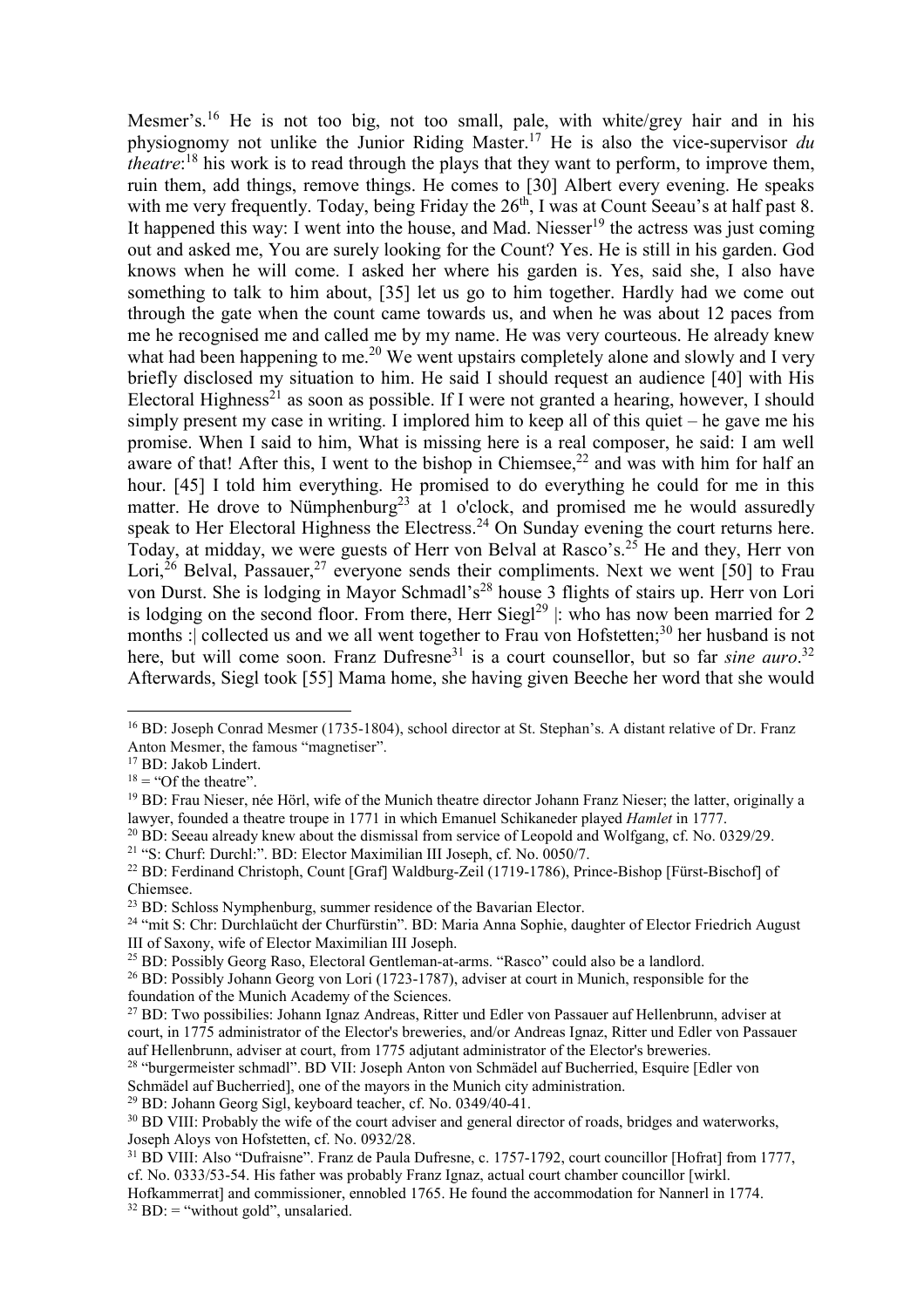Mesmer's.[16] He is not too big, not too small, pale, with white/grey hair and in his physiognomy not unlike the Junior Riding Master.[17] He is also the vice-supervisor *du theatre*:[18] his work is to read through the plays that they want to perform, to improve them, ruin them, add things, remove things. He comes to [30] Albert every evening. He speaks with me very frequently. Today, being Friday the 26th, I was at Count Seeau's at half past 8. It happened this way: I went into the house, and Mad. Niesser[19] the actress was just coming out and asked me, You are surely looking for the Count? Yes. He is still in his garden. God knows when he will come. I asked her where his garden is. Yes, said she, I also have something to talk to him about, [35] let us go to him together. Hardly had we come out through the gate when the count came towards us, and when he was about 12 paces from me he recognised me and called me by my name. He was very courteous. He already knew what had been happening to me.[20] We went upstairs completely alone and slowly and I very briefly disclosed my situation to him. He said I should request an audience [40] with His Electoral Highness[21] as soon as possible. If I were not granted a hearing, however, I should simply present my case in writing. I implored him to keep all of this quiet – he gave me his promise. When I said to him, What is missing here is a real composer, he said: I am well aware of that! After this, I went to the bishop in Chiemsee,[22] and was with him for half an hour. [45] I told him everything. He promised to do everything he could for me in this matter. He drove to Nümphenburg[23] at 1 o'clock, and promised me he would assuredly speak to Her Electoral Highness the Electress.[24] On Sunday evening the court returns here. Today, at midday, we were guests of Herr von Belval at Rasco's.[25] He and they, Herr von Lori,[26] Belval, Passauer,[27] everyone sends their compliments. Next we went [50] to Frau von Durst. She is lodging in Mayor Schmadl's[28] house 3 flights of stairs up. Herr von Lori is lodging on the second floor. From there, Herr Siegl[29] |: who has now been married for 2 months :| collected us and we all went together to Frau von Hofstetten;[30] her husband is not here, but will come soon. Franz Dufresne[31] is a court counsellor, but so far *sine auro*.[32] Afterwards, Siegl took [55] Mama home, she having given Beeche her word that she would

---

[16] BD: Joseph Conrad Mesmer (1735-1804), school director at St. Stephan's. A distant relative of Dr. Franz Anton Mesmer, the famous "magnetiser".

[17] BD: Jakob Lindert.

[18] = "Of the theatre".

[19] BD: Frau Nieser, née Hörl, wife of the Munich theatre director Johann Franz Nieser; the latter, originally a lawyer, founded a theatre troupe in 1771 in which Emanuel Schikaneder played *Hamlet* in 1777.

[20] BD: Seeau already knew about the dismissal from service of Leopold and Wolfgang, cf. No. 0329/29.

[21] "S: Churf: Durchl:". BD: Elector Maximilian III Joseph, cf. No. 0050/7.

[22] BD: Ferdinand Christoph, Count [Graf] Waldburg-Zeil (1719-1786), Prince-Bishop [Fürst-Bischof] of Chiemsee.

[23] BD: Schloss Nymphenburg, summer residence of the Bavarian Elector.

[24] "mit S: Chr: Durchlaücht der Churfürstin". BD: Maria Anna Sophie, daughter of Elector Friedrich August III of Saxony, wife of Elector Maximilian III Joseph.

[25] BD: Possibly Georg Raso, Electoral Gentleman-at-arms. "Rasco" could also be a landlord.

[26] BD: Possibly Johann Georg von Lori (1723-1787), adviser at court in Munich, responsible for the foundation of the Munich Academy of the Sciences.

[27] BD: Two possibilies: Johann Ignaz Andreas, Ritter und Edler von Passauer auf Hellenbrunn, adviser at court, in 1775 administrator of the Elector's breweries, and/or Andreas Ignaz, Ritter und Edler von Passauer auf Hellenbrunn, adviser at court, from 1775 adjutant administrator of the Elector's breweries.

[28] "burgermeister schmadl". BD VII: Joseph Anton von Schmädel auf Bucherried, Esquire [Edler von Schmädel auf Bucherried], one of the mayors in the Munich city administration.

[29] BD: Johann Georg Sigl, keyboard teacher, cf. No. 0349/40-41.

[30] BD VIII: Probably the wife of the court adviser and general director of roads, bridges and waterworks, Joseph Aloys von Hofstetten, cf. No. 0932/28.

[31] BD VIII: Also "Dufraisne". Franz de Paula Dufresne, c. 1757-1792, court councillor [Hofrat] from 1777, cf. No. 0333/53-54. His father was probably Franz Ignaz, actual court chamber councillor [wirkl. Hofkammerrat] and commissioner, ennobled 1765. He found the accommodation for Nannerl in 1774.

[32] BD: = "without gold", unsalaried.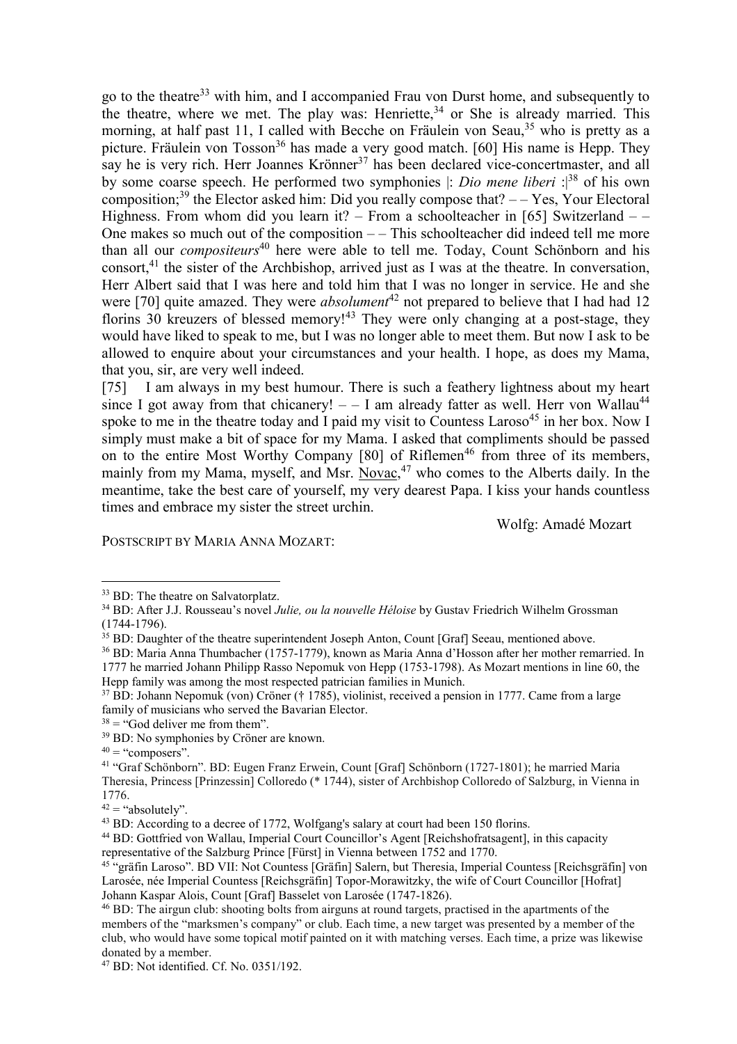go to the theatre[33] with him, and I accompanied Frau von Durst home, and subsequently to the theatre, where we met. The play was: Henriette,[34] or She is already married. This morning, at half past 11, I called with Becche on Fräulein von Seau,[35] who is pretty as a picture. Fräulein von Tosson[36] has made a very good match. [60] His name is Hepp. They say he is very rich. Herr Joannes Krönner[37] has been declared vice-concertmaster, and all by some coarse speech. He performed two symphonies |: *Dio mene liberi* :|[38] of his own composition;[39] the Elector asked him: Did you really compose that? – – Yes, Your Electoral Highness. From whom did you learn it? – From a schoolteacher in [65] Switzerland – – One makes so much out of the composition – – This schoolteacher did indeed tell me more than all our *compositeurs*[40] here were able to tell me. Today, Count Schönborn and his consort,[41] the sister of the Archbishop, arrived just as I was at the theatre. In conversation, Herr Albert said that I was here and told him that I was no longer in service. He and she were [70] quite amazed. They were *absolument*[42] not prepared to believe that I had had 12 florins 30 kreuzers of blessed memory![43] They were only changing at a post-stage, they would have liked to speak to me, but I was no longer able to meet them. But now I ask to be allowed to enquire about your circumstances and your health. I hope, as does my Mama, that you, sir, are very well indeed.

[75] I am always in my best humour. There is such a feathery lightness about my heart since I got away from that chicanery! – – I am already fatter as well. Herr von Wallau[44] spoke to me in the theatre today and I paid my visit to Countess Laroso[45] in her box. Now I simply must make a bit of space for my Mama. I asked that compliments should be passed on to the entire Most Worthy Company [80] of Riflemen[46] from three of its members, mainly from my Mama, myself, and Msr. Novac,[47] who comes to the Alberts daily. In the meantime, take the best care of yourself, my very dearest Papa. I kiss your hands countless times and embrace my sister the street urchin.

Wolfg: Amadé Mozart

POSTSCRIPT BY MARIA ANNA MOZART:

---

[33] BD: The theatre on Salvatorplatz.

[34] BD: After J.J. Rousseau's novel *Julie, ou la nouvelle Héloise* by Gustav Friedrich Wilhelm Grossman (1744-1796).

[35] BD: Daughter of the theatre superintendent Joseph Anton, Count [Graf] Seeau, mentioned above.

[36] BD: Maria Anna Thumbacher (1757-1779), known as Maria Anna d'Hosson after her mother remarried. In 1777 he married Johann Philipp Rasso Nepomuk von Hepp (1753-1798). As Mozart mentions in line 60, the Hepp family was among the most respected patrician families in Munich.

[37] BD: Johann Nepomuk (von) Cröner († 1785), violinist, received a pension in 1777. Came from a large family of musicians who served the Bavarian Elector.

[38] = "God deliver me from them".

[39] BD: No symphonies by Cröner are known.

[40] = "composers".

[41] "Graf Schönborn". BD: Eugen Franz Erwein, Count [Graf] Schönborn (1727-1801); he married Maria Theresia, Princess [Prinzessin] Colloredo (* 1744), sister of Archbishop Colloredo of Salzburg, in Vienna in 1776.

[42] = "absolutely".

[43] BD: According to a decree of 1772, Wolfgang's salary at court had been 150 florins.

[44] BD: Gottfried von Wallau, Imperial Court Councillor's Agent [Reichshofratsagent], in this capacity representative of the Salzburg Prince [Fürst] in Vienna between 1752 and 1770.

[45] "gräfin Laroso". BD VII: Not Countess [Gräfin] Salern, but Theresia, Imperial Countess [Reichsgräfin] von Larosée, née Imperial Countess [Reichsgräfin] Topor-Morawitzky, the wife of Court Councillor [Hofrat] Johann Kaspar Alois, Count [Graf] Basselet von Larosée (1747-1826).

[46] BD: The airgun club: shooting bolts from airguns at round targets, practised in the apartments of the members of the "marksmen's company" or club. Each time, a new target was presented by a member of the club, who would have some topical motif painted on it with matching verses. Each time, a prize was likewise donated by a member.

[47] BD: Not identified. Cf. No. 0351/192.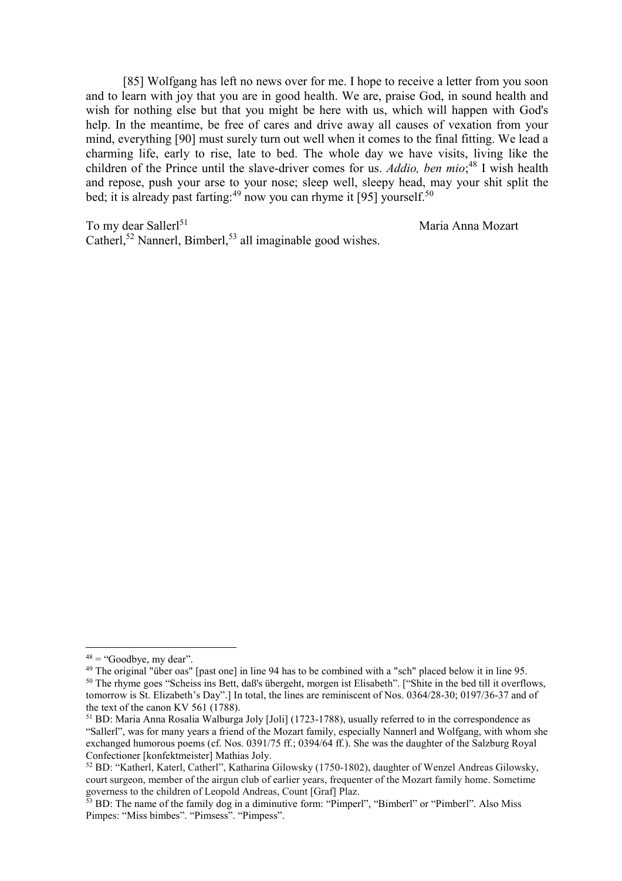[85] Wolfgang has left no news over for me. I hope to receive a letter from you soon and to learn with joy that you are in good health. We are, praise God, in sound health and wish for nothing else but that you might be here with us, which will happen with God's help. In the meantime, be free of cares and drive away all causes of vexation from your mind, everything [90] must surely turn out well when it comes to the final fitting. We lead a charming life, early to rise, late to bed. The whole day we have visits, living like the children of the Prince until the slave-driver comes for us. *Addio, ben mio*;[48] I wish health and repose, push your arse to your nose; sleep well, sleepy head, may your shit split the bed; it is already past farting:[49] now you can rhyme it [95] yourself.[50]

To my dear Sallerl[51] Maria Anna Mozart

Catherl,[52] Nannerl, Bimberl,[53] all imaginable good wishes.

---

[48] = "Goodbye, my dear".

[49] The original "über oas" [past one] in line 94 has to be combined with a "sch" placed below it in line 95.

[50] The rhyme goes "Scheiss ins Bett, daß's übergeht, morgen ist Elisabeth". ["Shite in the bed till it overflows, tomorrow is St. Elizabeth's Day".] In total, the lines are reminiscent of Nos. 0364/28-30; 0197/36-37 and of the text of the canon KV 561 (1788).

[51] BD: Maria Anna Rosalia Walburga Joly [Joli] (1723-1788), usually referred to in the correspondence as "Sallerl", was for many years a friend of the Mozart family, especially Nannerl and Wolfgang, with whom she exchanged humorous poems (cf. Nos. 0391/75 ff.; 0394/64 ff.). She was the daughter of the Salzburg Royal Confectioner [konfektmeister] Mathias Joly.

[52] BD: "Katherl, Katerl, Catherl", Katharina Gilowsky (1750-1802), daughter of Wenzel Andreas Gilowsky, court surgeon, member of the airgun club of earlier years, frequenter of the Mozart family home. Sometime governess to the children of Leopold Andreas, Count [Graf] Plaz.

[53] BD: The name of the family dog in a diminutive form: "Pimperl", "Bimberl" or "Pimberl". Also Miss Pimpes: "Miss bimbes". "Pimsess". "Pimpess".